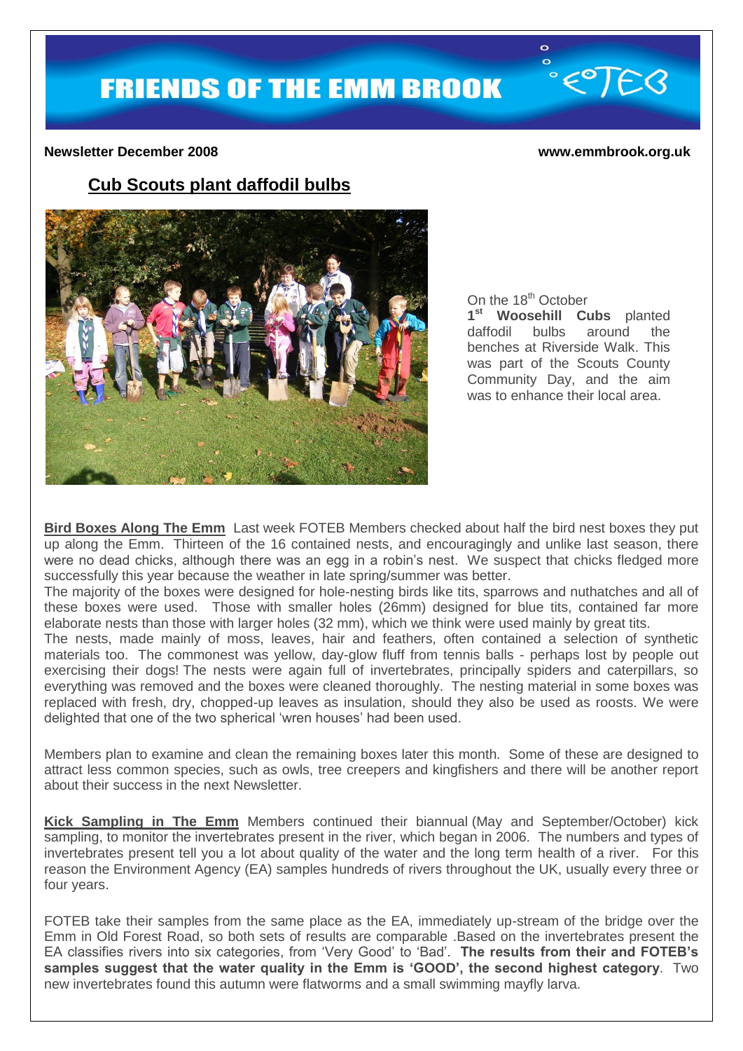# FRIENDS OF THE EMM BROOK

**Newsletter December 2008** **www.emmbrook.org.uk**

## Cub Scouts plant daffodil bulbs

On the 18th October **1st Woosehill Cubs** planted daffodil bulbs around the benches at Riverside Walk. This was part of the Scouts County Community Day, and the aim was to enhance their local area.

**Bird Boxes Along The Emm** Last week FOTEB Members checked about half the bird nest boxes they put up along the Emm. Thirteen of the 16 contained nests, and encouragingly and unlike last season, there were no dead chicks, although there was an egg in a robin's nest. We suspect that chicks fledged more successfully this year because the weather in late spring/summer was better.

The majority of the boxes were designed for hole-nesting birds like tits, sparrows and nuthatches and all of these boxes were used. Those with smaller holes (26mm) designed for blue tits, contained far more elaborate nests than those with larger holes (32 mm), which we think were used mainly by great tits.

The nests, made mainly of moss, leaves, hair and feathers, often contained a selection of synthetic materials too. The commonest was yellow, day-glow fluff from tennis balls - perhaps lost by people out exercising their dogs! The nests were again full of invertebrates, principally spiders and caterpillars, so everything was removed and the boxes were cleaned thoroughly. The nesting material in some boxes was replaced with fresh, dry, chopped-up leaves as insulation, should they also be used as roosts. We were delighted that one of the two spherical 'wren houses' had been used.

Members plan to examine and clean the remaining boxes later this month. Some of these are designed to attract less common species, such as owls, tree creepers and kingfishers and there will be another report about their success in the next Newsletter.

**Kick Sampling in The Emm** Members continued their biannual (May and September/October) kick sampling, to monitor the invertebrates present in the river, which began in 2006. The numbers and types of invertebrates present tell you a lot about quality of the water and the long term health of a river. For this reason the Environment Agency (EA) samples hundreds of rivers throughout the UK, usually every three or four years.

FOTEB take their samples from the same place as the EA, immediately up-stream of the bridge over the Emm in Old Forest Road, so both sets of results are comparable .Based on the invertebrates present the EA classifies rivers into six categories, from 'Very Good' to 'Bad'. **The results from their and FOTEB's samples suggest that the water quality in the Emm is 'GOOD', the second highest category**. Two new invertebrates found this autumn were flatworms and a small swimming mayfly larva.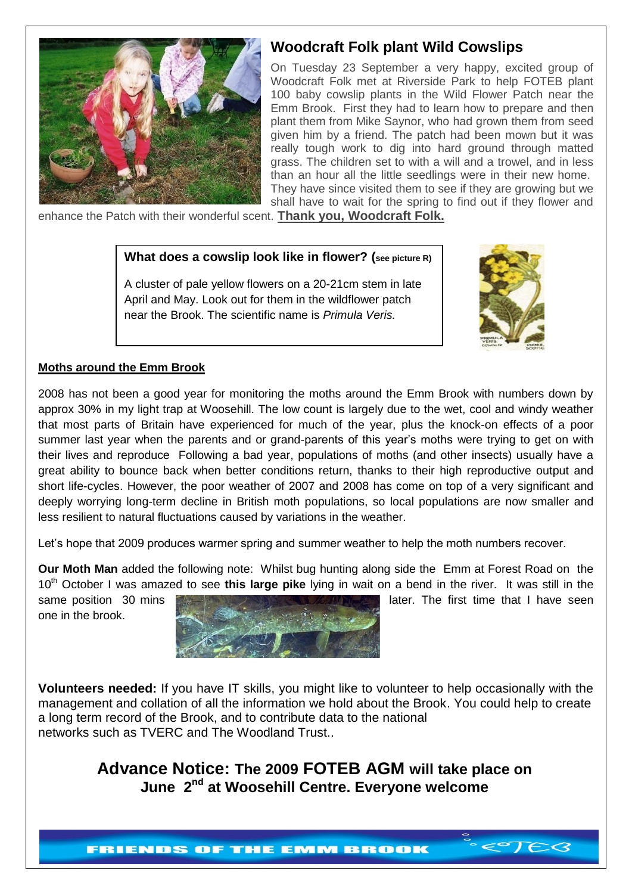## Woodcraft Folk plant Wild Cowslips

On Tuesday 23 September a very happy, excited group of Woodcraft Folk met at Riverside Park to help FOTEB plant 100 baby cowslip plants in the Wild Flower Patch near the Emm Brook. First they had to learn how to prepare and then plant them from Mike Saynor, who had grown them from seed given him by a friend. The patch had been mown but it was really tough work to dig into hard ground through matted grass. The children set to with a will and a trowel, and in less than an hour all the little seedlings were in their new home. They have since visited them to see if they are growing but we shall have to wait for the spring to find out if they flower and enhance the Patch with their wonderful scent. **Thank you, Woodcraft Folk.**

**What does a cowslip look like in flower? (see picture R)**

A cluster of pale yellow flowers on a 20-21cm stem in late April and May. Look out for them in the wildflower patch near the Brook. The scientific name is *Primula Veris.*

### Moths around the Emm Brook

2008 has not been a good year for monitoring the moths around the Emm Brook with numbers down by approx 30% in my light trap at Woosehill. The low count is largely due to the wet, cool and windy weather that most parts of Britain have experienced for much of the year, plus the knock-on effects of a poor summer last year when the parents and or grand-parents of this year's moths were trying to get on with their lives and reproduce Following a bad year, populations of moths (and other insects) usually have a great ability to bounce back when better conditions return, thanks to their high reproductive output and short life-cycles. However, the poor weather of 2007 and 2008 has come on top of a very significant and deeply worrying long-term decline in British moth populations, so local populations are now smaller and less resilient to natural fluctuations caused by variations in the weather.

Let's hope that 2009 produces warmer spring and summer weather to help the moth numbers recover.

**Our Moth Man** added the following note: Whilst bug hunting along side the Emm at Forest Road on the 10th October I was amazed to see **this large pike** lying in wait on a bend in the river. It was still in the same position 30 mins later. The first time that I have seen one in the brook.

**Volunteers needed:** If you have IT skills, you might like to volunteer to help occasionally with the management and collation of all the information we hold about the Brook. You could help to create a long term record of the Brook, and to contribute data to the national networks such as TVERC and The Woodland Trust..

## Advance Notice: The 2009 FOTEB AGM will take place on June 2nd at Woosehill Centre. Everyone welcome